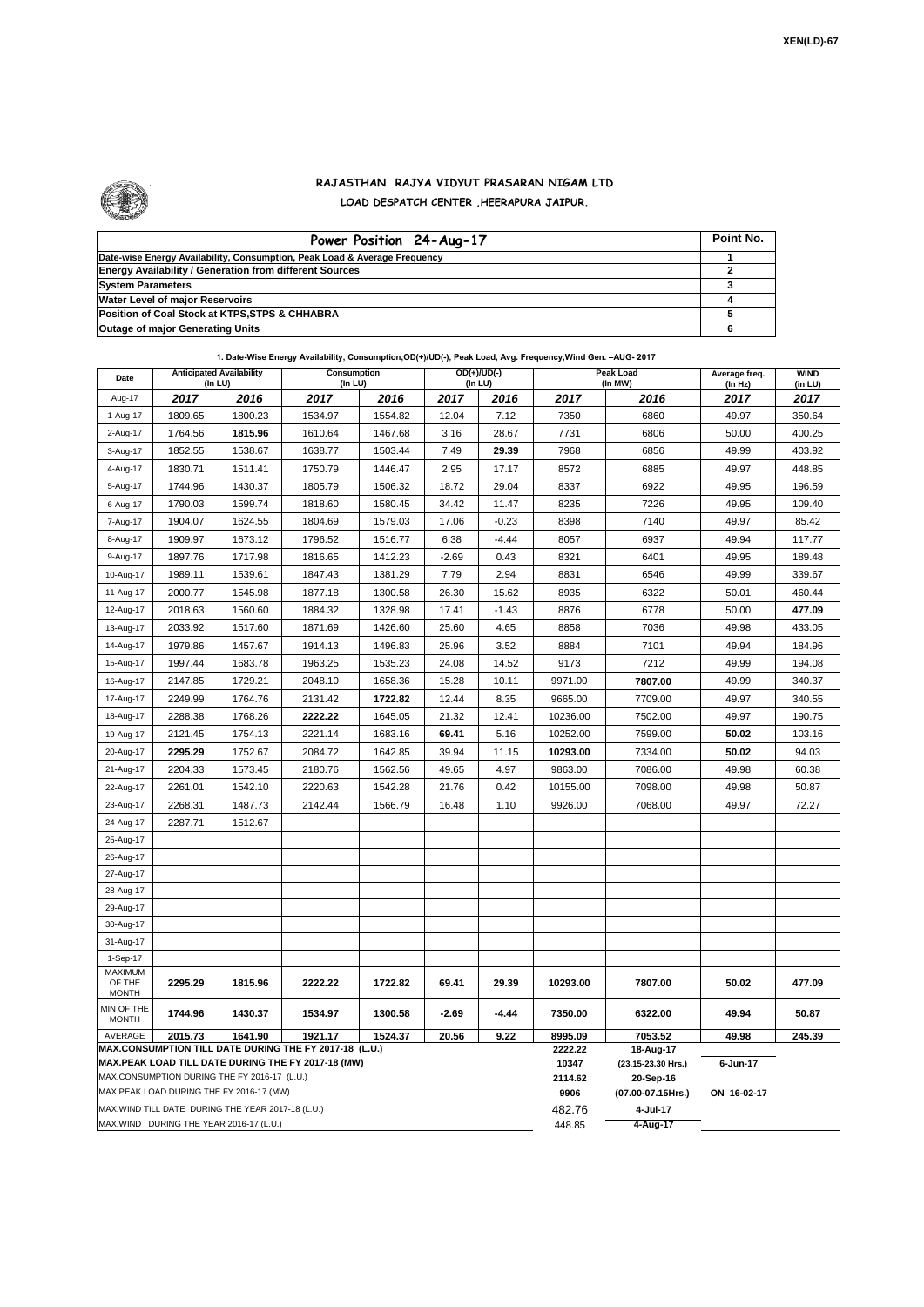XEN(LD)-67

# RAJASTHAN RAJYA VIDYUT PRASARAN NIGAM LTD
## LOAD DESPATCH CENTER ,HEERAPURA JAIPUR.

| Power Position 24-Aug-17 | Point No. |
|---|---|
| Date-wise Energy Availability, Consumption, Peak Load & Average Frequency | 1 |
| Energy Availability / Generation from different Sources | 2 |
| System Parameters | 3 |
| Water Level of major Reservoirs | 4 |
| Position of Coal Stock at KTPS,STPS & CHHABRA | 5 |
| Outage of major Generating Units | 6 |

**1. Date-Wise Energy Availability, Consumption,OD(+)/UD(-), Peak Load, Avg. Frequency,Wind Gen. –AUG- 2017**

| Date | Anticipated Availability (In LU) | | Consumption (In LU) | | OD(+)/UD(-) (In LU) | | Peak Load (In MW) | | Average freq. (In Hz) | WIND (in LU) |
|---|---|---|---|---|---|---|---|---|---|---|
| Aug-17 | 2017 | 2016 | 2017 | 2016 | 2017 | 2016 | 2017 | 2016 | 2017 | 2017 |
| 1-Aug-17 | 1809.65 | 1800.23 | 1534.97 | 1554.82 | 12.04 | 7.12 | 7350 | 6860 | 49.97 | 350.64 |
| 2-Aug-17 | 1764.56 | **1815.96** | 1610.64 | 1467.68 | 3.16 | 28.67 | 7731 | 6806 | 50.00 | 400.25 |
| 3-Aug-17 | 1852.55 | 1538.67 | 1638.77 | 1503.44 | 7.49 | **29.39** | 7968 | 6856 | 49.99 | 403.92 |
| 4-Aug-17 | 1830.71 | 1511.41 | 1750.79 | 1446.47 | 2.95 | 17.17 | 8572 | 6885 | 49.97 | 448.85 |
| 5-Aug-17 | 1744.96 | 1430.37 | 1805.79 | 1506.32 | 18.72 | 29.04 | 8337 | 6922 | 49.95 | 196.59 |
| 6-Aug-17 | 1790.03 | 1599.74 | 1818.60 | 1580.45 | 34.42 | 11.47 | 8235 | 7226 | 49.95 | 109.40 |
| 7-Aug-17 | 1904.07 | 1624.55 | 1804.69 | 1579.03 | 17.06 | -0.23 | 8398 | 7140 | 49.97 | 85.42 |
| 8-Aug-17 | 1909.97 | 1673.12 | 1796.52 | 1516.77 | 6.38 | -4.44 | 8057 | 6937 | 49.94 | 117.77 |
| 9-Aug-17 | 1897.76 | 1717.98 | 1816.65 | 1412.23 | -2.69 | 0.43 | 8321 | 6401 | 49.95 | 189.48 |
| 10-Aug-17 | 1989.11 | 1539.61 | 1847.43 | 1381.29 | 7.79 | 2.94 | 8831 | 6546 | 49.99 | 339.67 |
| 11-Aug-17 | 2000.77 | 1545.98 | 1877.18 | 1300.58 | 26.30 | 15.62 | 8935 | 6322 | 50.01 | 460.44 |
| 12-Aug-17 | 2018.63 | 1560.60 | 1884.32 | 1328.98 | 17.41 | -1.43 | 8876 | 6778 | 50.00 | **477.09** |
| 13-Aug-17 | 2033.92 | 1517.60 | 1871.69 | 1426.60 | 25.60 | 4.65 | 8858 | 7036 | 49.98 | 433.05 |
| 14-Aug-17 | 1979.86 | 1457.67 | 1914.13 | 1496.83 | 25.96 | 3.52 | 8884 | 7101 | 49.94 | 184.96 |
| 15-Aug-17 | 1997.44 | 1683.78 | 1963.25 | 1535.23 | 24.08 | 14.52 | 9173 | 7212 | 49.99 | 194.08 |
| 16-Aug-17 | 2147.85 | 1729.21 | 2048.10 | 1658.36 | 15.28 | 10.11 | 9971.00 | **7807.00** | 49.99 | 340.37 |
| 17-Aug-17 | 2249.99 | 1764.76 | 2131.42 | **1722.82** | 12.44 | 8.35 | 9665.00 | 7709.00 | 49.97 | 340.55 |
| 18-Aug-17 | 2288.38 | 1768.26 | **2222.22** | 1645.05 | 21.32 | 12.41 | 10236.00 | 7502.00 | 49.97 | 190.75 |
| 19-Aug-17 | 2121.45 | 1754.13 | 2221.14 | 1683.16 | **69.41** | 5.16 | 10252.00 | 7599.00 | **50.02** | 103.16 |
| 20-Aug-17 | **2295.29** | 1752.67 | 2084.72 | 1642.85 | 39.94 | 11.15 | **10293.00** | 7334.00 | **50.02** | 94.03 |
| 21-Aug-17 | 2204.33 | 1573.45 | 2180.76 | 1562.56 | 49.65 | 4.97 | 9863.00 | 7086.00 | 49.98 | 60.38 |
| 22-Aug-17 | 2261.01 | 1542.10 | 2220.63 | 1542.28 | 21.76 | 0.42 | 10155.00 | 7098.00 | 49.98 | 50.87 |
| 23-Aug-17 | 2268.31 | 1487.73 | 2142.44 | 1566.79 | 16.48 | 1.10 | 9926.00 | 7068.00 | 49.97 | 72.27 |
| 24-Aug-17 | 2287.71 | 1512.67 | | | | | | | | |
| 25-Aug-17 | | | | | | | | | | |
| 26-Aug-17 | | | | | | | | | | |
| 27-Aug-17 | | | | | | | | | | |
| 28-Aug-17 | | | | | | | | | | |
| 29-Aug-17 | | | | | | | | | | |
| 30-Aug-17 | | | | | | | | | | |
| 31-Aug-17 | | | | | | | | | | |
| 1-Sep-17 | | | | | | | | | | |
| MAXIMUM OF THE MONTH | 2295.29 | 1815.96 | 2222.22 | 1722.82 | 69.41 | 29.39 | 10293.00 | 7807.00 | 50.02 | 477.09 |
| MIN OF THE MONTH | 1744.96 | 1430.37 | 1534.97 | 1300.58 | -2.69 | -4.44 | 7350.00 | 6322.00 | 49.94 | 50.87 |
| AVERAGE | 2015.73 | 1641.90 | 1921.17 | 1524.37 | 20.56 | 9.22 | 8995.09 | 7053.52 | 49.98 | 245.39 |
| MAX.CONSUMPTION TILL DATE DURING THE FY 2017-18 (L.U.) | | | | | | | 2222.22 | 18-Aug-17 | | |
| MAX.PEAK LOAD TILL DATE DURING THE FY 2017-18 (MW) | | | | | | | 10347 | (23.15-23.30 Hrs.) | 6-Jun-17 | |
| MAX.CONSUMPTION DURING THE FY 2016-17 (L.U.) | | | | | | | 2114.62 | 20-Sep-16 | | |
| MAX.PEAK LOAD DURING THE FY 2016-17 (MW) | | | | | | | 9906 | (07.00-07.15Hrs.) | ON 16-02-17 | |
| MAX.WIND TILL DATE DURING THE YEAR 2017-18 (L.U.) | | | | | | | 482.76 | 4-Jul-17 | | |
| MAX.WIND DURING THE YEAR 2016-17 (L.U.) | | | | | | | 448.85 | 4-Aug-17 | | |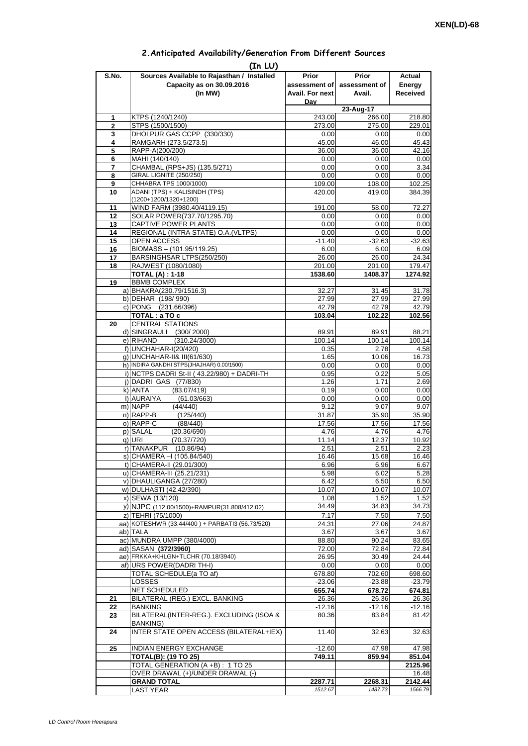**XEN(LD)-68**

## 2.Anticipated Availability/Generation From Different Sources

**(In LU)**

| S.No. | Sources Available to Rajasthan / Installed Capacity as on 30.09.2016 (In MW) | Prior assessment of Avail. For next Day | Prior assessment of Avail. | Actual Energy Received |
|---|---|---|---|---|
| | | | 23-Aug-17 | |
| 1 | KTPS (1240/1240) | 243.00 | 266.00 | 218.80 |
| 2 | STPS (1500/1500) | 273.00 | 275.00 | 229.01 |
| 3 | DHOLPUR GAS CCPP (330/330) | 0.00 | 0.00 | 0.00 |
| 4 | RAMGARH (273.5/273.5) | 45.00 | 46.00 | 45.43 |
| 5 | RAPP-A(200/200) | 36.00 | 36.00 | 42.16 |
| 6 | MAHI (140/140) | 0.00 | 0.00 | 0.00 |
| 7 | CHAMBAL (RPS+JS) (135.5/271) | 0.00 | 0.00 | 3.34 |
| 8 | GIRAL LIGNITE (250/250) | 0.00 | 0.00 | 0.00 |
| 9 | CHHABRA TPS 1000/1000) | 109.00 | 108.00 | 102.25 |
| 10 | ADANI (TPS) + KALISINDH (TPS) (1200+1200/1320+1200) | 420.00 | 419.00 | 384.39 |
| 11 | WIND FARM (3980.40/4119.15) | 191.00 | 58.00 | 72.27 |
| 12 | SOLAR POWER(737.70/1295.70) | 0.00 | 0.00 | 0.00 |
| 13 | CAPTIVE POWER PLANTS | 0.00 | 0.00 | 0.00 |
| 14 | REGIONAL (INTRA STATE) O.A.(VLTPS) | 0.00 | 0.00 | 0.00 |
| 15 | OPEN ACCESS | -11.40 | -32.63 | -32.63 |
| 16 | BIOMASS – (101.95/119.25) | 6.00 | 6.00 | 6.09 |
| 17 | BARSINGHSAR LTPS(250/250) | 26.00 | 26.00 | 24.34 |
| 18 | RAJWEST (1080/1080) | 201.00 | 201.00 | 179.47 |
| | **TOTAL (A) : 1-18** | **1538.60** | **1408.37** | **1274.92** |
| 19 | BBMB COMPLEX | | | |
| | a) BHAKRA(230.79/1516.3) | 32.27 | 31.45 | 31.78 |
| | b) DEHAR (198/ 990) | 27.99 | 27.99 | 27.99 |
| | c) PONG (231.66/396) | 42.79 | 42.79 | 42.79 |
| | **TOTAL : a TO c** | **103.04** | **102.22** | **102.56** |
| 20 | CENTRAL STATIONS | | | |
| | d) SINGRAULI (300/ 2000) | 89.91 | 89.91 | 88.21 |
| | e) RIHAND (310.24/3000) | 100.14 | 100.14 | 100.14 |
| | f) UNCHAHAR-I(20/420) | 0.35 | 2.78 | 4.58 |
| | g) UNCHAHAR-II& III(61/630) | 1.65 | 10.06 | 16.73 |
| | h) INDIRA GANDHI STPS(JHAJHAR) 0.00/1500) | 0.00 | 0.00 | 0.00 |
| | i) NCTPS DADRI St-II ( 43.22/980) + DADRI-TH | 0.95 | 0.22 | 5.05 |
| | j) DADRI GAS (77/830) | 1.26 | 1.71 | 2.69 |
| | k) ANTA (83.07/419) | 0.19 | 0.00 | 0.00 |
| | l) AURAIYA (61.03/663) | 0.00 | 0.00 | 0.00 |
| | m) NAPP (44/440) | 9.12 | 9.07 | 9.07 |
| | n) RAPP-B (125/440) | 31.87 | 35.90 | 35.90 |
| | o) RAPP-C (88/440) | 17.56 | 17.56 | 17.56 |
| | p) SALAL (20.36/690) | 4.76 | 4.76 | 4.76 |
| | q) URI (70.37/720) | 11.14 | 12.37 | 10.92 |
| | r) TANAKPUR (10.86/94) | 2.51 | 2.51 | 2.23 |
| | s) CHAMERA –I (105.84/540) | 16.46 | 15.68 | 16.46 |
| | t) CHAMERA-II (29.01/300) | 6.96 | 6.96 | 6.67 |
| | u) CHAMERA-III (25.21/231) | 5.98 | 6.02 | 5.28 |
| | v) DHAULIGANGA (27/280) | 6.42 | 6.50 | 6.50 |
| | w) DULHASTI (42.42/390) | 10.07 | 10.07 | 10.07 |
| | x) SEWA (13/120) | 1.08 | 1.52 | 1.52 |
| | y) NJPC (112.00/1500)+RAMPUR(31.808/412.02) | 34.49 | 34.83 | 34.73 |
| | z) TEHRI (75/1000) | 7.17 | 7.50 | 7.50 |
| | aa) KOTESHWR (33.44/400 ) + PARBATI3 (56.73/520) | 24.31 | 27.06 | 24.87 |
| | ab) TALA | 3.67 | 3.67 | 3.67 |
| | ac) MUNDRA UMPP (380/4000) | 88.80 | 90.24 | 83.65 |
| | ad) SASAN **(372/3960)** | 72.00 | 72.84 | 72.84 |
| | ae) FRKKA+KHLGN+TLCHR (70.18/3940) | 26.95 | 30.49 | 24.44 |
| | af) URS POWER(DADRI TH-I) | 0.00 | 0.00 | 0.00 |
| | TOTAL SCHEDULE(a TO af) | 678.80 | 702.60 | 698.60 |
| | LOSSES | -23.06 | -23.88 | -23.79 |
| | NET SCHEDULED | **655.74** | **678.72** | **674.81** |
| 21 | BILATERAL (REG.) EXCL. BANKING | 26.36 | 26.36 | 26.36 |
| 22 | BANKING | -12.16 | -12.16 | -12.16 |
| 23 | BILATERAL(INTER-REG.). EXCLUDING (ISOA & BANKING) | 80.36 | 83.84 | 81.42 |
| 24 | INTER STATE OPEN ACCESS (BILATERAL+IEX) | 11.40 | 32.63 | 32.63 |
| 25 | INDIAN ENERGY EXCHANGE | -12.60 | 47.98 | 47.98 |
| | **TOTAL(B): (19 TO 25)** | **749.11** | **859.94** | **851.04** |
| | TOTAL GENERATION (A +B) : 1 TO 25 | | | **2125.96** |
| | OVER DRAWAL (+)/UNDER DRAWAL (-) | | | 16.48 |
| | **GRAND TOTAL** | **2287.71** | **2268.31** | **2142.44** |
| | LAST YEAR | *1512.67* | *1487.73* | *1566.79* |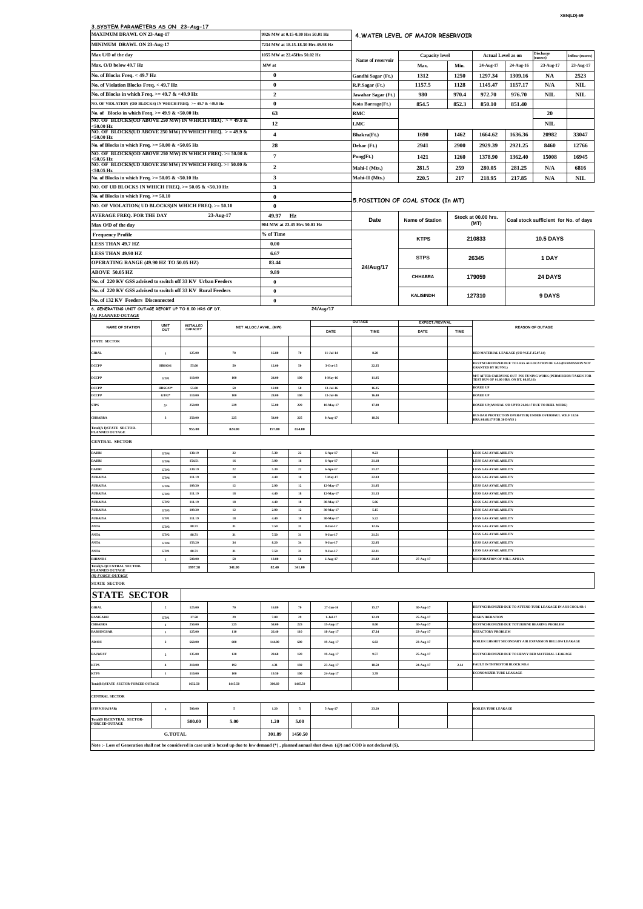XEN(LD)-69

## 3.SYSTEM PARAMETERS AS ON 23-Aug-17

| | | |
|---|---|---|
| MAXIMUM DRAWL ON 23-Aug-17 | | 9926 MW at 0.15-0.30 Hrs 50.01 Hz |
| MINIMUM DRAWL ON 23-Aug-17 | | 7234 MW at 18.15-18.30 Hrs 49.98 Hz |
| Max U/D of the day | | 1055 MW at 22.45Hrs 50.02 Hz |
| Max. O/D below 49.7 Hz | | MW at |
| No. of Blocks Freq. < 49.7 Hz | | 0 |
| No. of Violation Blocks Freq. < 49.7 Hz | | 0 |
| No. of Blocks in which Freq. >= 49.7 & <49.9 Hz | | 2 |
| NO. OF VIOLATION (OD BLOCKS) IN WHICH FREQ. >= 49.7 & <49.9 Hz | | 0 |
| No. of Blocks in which Freq. >= 49.9 & <50.00 Hz | | 63 |
| NO. OF BLOCKS(OD ABOVE 250 MW) IN WHICH FREQ. > = 49.9 & <50.00 Hz | | 12 |
| NO. OF BLOCKS(UD ABOVE 250 MW) IN WHICH FREQ. > = 49.9 & <50.00 Hz | | 4 |
| No. of Blocks in which Freq. >= 50.00 & <50.05 Hz | | 28 |
| NO. OF BLOCKS(OD ABOVE 250 MW) IN WHICH FREQ. >= 50.00 & <50.05 Hz | | 7 |
| NO. OF BLOCKS(UD ABOVE 250 MW) IN WHICH FREQ. >= 50.00 & <50.05 Hz | | 2 |
| No. of Blocks in which Freq. >= 50.05 & <50.10 Hz | | 3 |
| NO. OF UD BLOCKS IN WHICH FREQ. >= 50.05 & <50.10 Hz | | 3 |
| No. of Blocks in which Freq. >= 50.10 | | 0 |
| NO. OF VIOLATION( UD BLOCKS)IN WHICH FREQ. >= 50.10 | | 0 |
| AVERAGE FREQ. FOR THE DAY | 23-Aug-17 | 49.97 Hz |
| Max O/D of the day | | 904 MW at 23.45 Hrs 50.01 Hz |
| Frequency Profile | | % of Time |
| LESS THAN 49.7 HZ | | 0.00 |
| LESS THAN 49.90 HZ | | 6.67 |
| OPERATING RANGE (49.90 HZ TO 50.05 HZ) | | 83.44 |
| ABOVE 50.05 HZ | | 9.89 |
| No. of 220 KV GSS advised to switch off 33 KV Urban Feeders | | 0 |
| No. of 220 KV GSS advised to switch off 33 KV Rural Feeders | | 0 |
| No. of 132 KV Feeders Disconnected | | 0 |

## 4.WATER LEVEL OF MAJOR RESERVOIR

| Name of reservoir | Capacity level | | Actual Level as on | | Discharge (cusecs) | Inflow (cusecs) |
|---|---|---|---|---|---|---|
| | Max. | Min. | 24-Aug-17 | 24-Aug-16 | 23-Aug-17 | 23-Aug-17 |
| Gandhi Sagar (Ft.) | 1312 | 1250 | 1297.34 | 1309.16 | NA | 2523 |
| R.P.Sagar (Ft.) | 1157.5 | 1128 | 1145.47 | 1157.17 | N/A | NIL |
| Jawahar Sagar (Ft.) | 980 | 970.4 | 972.70 | 976.70 | NIL | NIL |
| Kota Barrage(Ft.) | 854.5 | 852.3 | 850.10 | 851.40 | | |
| RMC | | | | | 20 | |
| LMC | | | | | NIL | |
| Bhakra(Ft.) | 1690 | 1462 | 1664.62 | 1636.36 | 20982 | 33047 |
| Dehar (Ft.) | 2941 | 2900 | 2929.39 | 2921.25 | 8460 | 12766 |
| Pong(Ft.) | 1421 | 1260 | 1378.90 | 1362.40 | 15008 | 16945 |
| Mahi-I (Mts.) | 281.5 | 259 | 280.05 | 281.25 | N/A | 6816 |
| Mahi-II (Mts.) | 220.5 | 217 | 218.95 | 217.85 | N/A | NIL |

## 5.POSITION OF COAL STOCK (In MT)

| Date | Name of Station | Stock at 00.00 hrs. (MT) | Coal stock sufficient for No. of days |
|---|---|---|---|
| 24/Aug/17 | KTPS | 210833 | 10.5 DAYS |
| | STPS | 26345 | 1 DAY |
| | CHHABRA | 179059 | 24 DAYS |
| | KALISINDH | 127310 | 9 DAYS |

## 6. GENERATING UNIT OUTAGE REPORT UP TO 8.00 HRS OF DT. 24/Aug/17

*(A) PLANNED OUTAGE*

| NAME OF STATION | UNIT OUT | INSTALLED CAPACITY | NET ALLOC./ AVAIL. (MW) | | | OUTAGE DATE | OUTAGE TIME | EXPECT./REVIVAL DATE | TIME | REASON OF OUTAGE |
|---|---|---|---|---|---|---|---|---|---|---|
| **STATE SECTOR** | | | | | | | | | | |
| GIRAL | 1 | 125.00 | 70 | 16.80 | 70 | 11-Jul-14 | 8.20 | | | BED MATERIAL LEAKAGE (S/D W.E.F.15.07.14) |
| DCCPP | HRSG#1 | 55.00 | 50 | 12.00 | 50 | 3-Oct-15 | 22.35 | | | DESYNCHRONIZED DUE TO LESS ALLOCATION OF GAS (PERMISSION NOT GRANTED BY RUVNL) |
| DCCPP | GT#1 | 110.00 | 100 | 24.00 | 100 | 8-May-16 | 11.05 | | | WT AFTER CARRYING OUT PSS TUNING WORK (PERMISSION TAKEN FOR TEST RUN OF 01.00 HRS. ON DT. 08.05.16) |
| DCCPP | HRSG#2* | 55.00 | 50 | 12.00 | 50 | 13-Jul-16 | 16.35 | | | BOXED UP |
| DCCPP | GT#2* | 110.00 | 100 | 24.00 | 100 | 13-Jul-16 | 16.40 | | | BOXED UP |
| STPS | 5* | 250.00 | 229 | 55.00 | 229 | 10-May-17 | 17.00 | | | BOXED UP(ANNUAL S/D UPTO 21.08.17 DUE TO BHEL WORK) |
| CHHABRA | 3 | 250.00 | 225 | 54.00 | 225 | 8-Aug-17 | 18.56 | | | BUS BAR PROTECTION OPERATED( UNDER OVERHAUL W.E.F 18.56 HRS. 08.08.17 FOR 30 DAYS ) |
| Total(A I)STATE SECTOR-PLANNED OUTAGE | | 955.00 | 824.00 | 197.80 | 824.00 | | | | | |
| **CENTRAL SECTOR** | | | | | | | | | | |
| DADRI | GT#4 | 130.19 | 22 | 5.30 | 22 | 6-Apr-17 | 0.23 | | | LESS GAS AVAILABILITY |
| DADRI | GT#6 | 154.51 | 16 | 3.90 | 16 | 6-Apr-17 | 21.18 | | | LESS GAS AVAILABILITY |
| DADRI | GT#3 | 130.19 | 22 | 5.30 | 22 | 6-Apr-17 | 21.27 | | | LESS GAS AVAILABILITY |
| AURAIYA | GT#4 | 111.19 | 18 | 4.40 | 18 | 7-May-17 | 22.03 | | | LESS GAS AVAILABILITY |
| AURAIYA | GT#6 | 109.30 | 12 | 2.90 | 12 | 12-May-17 | 21.05 | | | LESS GAS AVAILABILITY |
| AURAIYA | GT#3 | 111.19 | 18 | 4.40 | 18 | 12-May-17 | 21.13 | | | LESS GAS AVAILABILITY |
| AURAIYA | GT#2 | 111.19 | 18 | 4.40 | 18 | 30-May-17 | 5.06 | | | LESS GAS AVAILABILITY |
| AURAIYA | GT#5 | 109.30 | 12 | 2.90 | 12 | 30-May-17 | 5.15 | | | LESS GAS AVAILABILITY |
| AURAIYA | GT#1 | 111.19 | 18 | 4.40 | 18 | 30-May-17 | 5.22 | | | LESS GAS AVAILABILITY |
| ANTA | GT#3 | 88.71 | 31 | 7.50 | 31 | 8-Jun-17 | 12.16 | | | LESS GAS AVAILABILITY |
| ANTA | GT#2 | 88.71 | 31 | 7.50 | 31 | 9-Jun-17 | 21.51 | | | LESS GAS AVAILABILITY |
| ANTA | GT#4 | 153.20 | 34 | 8.20 | 34 | 9-Jun-17 | 22.05 | | | LESS GAS AVAILABILITY |
| ANTA | GT#1 | 88.71 | 31 | 7.50 | 31 | 9-Jun-17 | 22.31 | | | LESS GAS AVAILABILITY |
| RIHAND-I | 2 | 500.00 | 58 | 13.80 | 58 | 6-Aug-17 | 21.02 | 27-Aug-17 | | RESTORATION OF MILL APH2A |
| Total(A-I)CENTRAL SECTOR-PLANNED OUTAGE | | 1997.58 | 341.00 | 82.40 | 341.00 | | | | | |

*(B) FORCE OUTAGE*

| NAME OF STATION | UNIT OUT | INSTALLED CAPACITY | NET ALLOC./ AVAIL. (MW) | | | OUTAGE DATE | OUTAGE TIME | EXPECT./REVIVAL DATE | TIME | REASON OF OUTAGE |
|---|---|---|---|---|---|---|---|---|---|---|
| **STATE SECTOR** | | | | | | | | | | |
| GIRAL | 2 | 125.00 | 70 | 16.80 | 70 | 27-Jan-16 | 15.27 | 30-Aug-17 | | DESYNCHRONIZED DUE TO ATTEND TUBE LEAKAGE IN ASH COOLAR-I |
| RAMGARH | GT#1 | 37.50 | 29 | 7.00 | 29 | 1-Jul-17 | 12.19 | 25-Aug-17 | | HIGH VIBERATION |
| CHHABRA | 1 | 250.00 | 225 | 54.00 | 225 | 15-Aug-17 | 8.00 | 30-Aug-17 | | DESYNCHRONIZED DUE TOTURBINE BEARING PROBLEM |
| BARSINGSAR | 1 | 125.00 | 110 | 26.40 | 110 | 18-Aug-17 | 17.34 | 23-Aug-17 | | REFACTORY PROBLEM |
| ADANI | 2 | 660.00 | 600 | 144.00 | 600 | 19-Aug-17 | 6.02 | 23-Aug-17 | | BOILER LHS HOT SECONDARY AIR EXPANSION BELLOW LEAKAGE |
| RAJWEST | 2 | 135.00 | 120 | 28.60 | 120 | 19-Aug-17 | 9.57 | 25-Aug-17 | | DESYNCHRONIZED DUE TO HEAVY BED MATERIAL LEAKAGE |
| KTPS | 4 | 210.00 | 192 | 4.31 | 192 | 23-Aug-17 | 18.50 | 24-Aug-17 | 2.14 | FAULT IN THYRISTOR BLOCK NO.4 |
| KTPS | 1 | 110.00 | 100 | 19.50 | 100 | 24-Aug-17 | 3.39 | | | ECONOMIZER TUBE LEAKAGE |
| Total(B I)STATE SECTOR-FORCED OUTAGE | | 1652.50 | 1445.50 | 300.69 | 1445.50 | | | | | |
| **CENTRAL SECTOR** | | | | | | | | | | |
| ISTPP(JHAJJAR) | 3 | 500.00 | 5 | 1.20 | 5 | 5-Aug-17 | 23.20 | | | BOILER TUBE LEAKAGE |
| Total(B II)CENTRAL SECTOR-FORCED OUTAGE | | 500.00 | 5.00 | 1.20 | 5.00 | | | | | |
| G.TOTAL | | | | 301.89 | 1450.50 | | | | | |

Note :- Loss of Generation shall not be considered in case unit is boxed up due to low demand (*) , planned annual shut down (@) and COD is not declared ($).